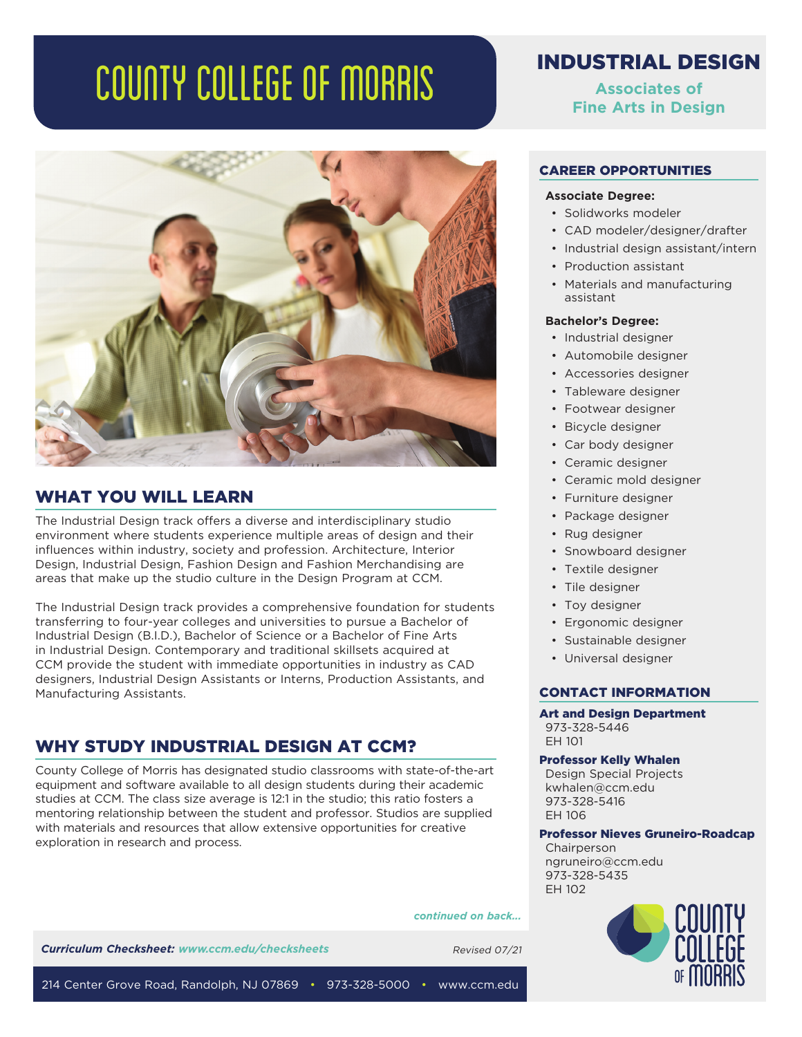# COUNTY COLLEGE OF MORRIS

## INDUSTRIAL DESIGN

**Associates of Fine Arts in Design**

## WHAT YOU WILL LEARN

The Industrial Design track offers a diverse and interdisciplinary studio environment where students experience multiple areas of design and their influences within industry, society and profession. Architecture, Interior Design, Industrial Design, Fashion Design and Fashion Merchandising are areas that make up the studio culture in the Design Program at CCM.

The Industrial Design track provides a comprehensive foundation for students transferring to four-year colleges and universities to pursue a Bachelor of Industrial Design (B.I.D.), Bachelor of Science or a Bachelor of Fine Arts in Industrial Design. Contemporary and traditional skillsets acquired at CCM provide the student with immediate opportunities in industry as CAD designers, Industrial Design Assistants or Interns, Production Assistants, and Manufacturing Assistants.

## WHY STUDY INDUSTRIAL DESIGN AT CCM?

County College of Morris has designated studio classrooms with state-of-the-art equipment and software available to all design students during their academic studies at CCM. The class size average is 12:1 in the studio; this ratio fosters a mentoring relationship between the student and professor. Studios are supplied with materials and resources that allow extensive opportunities for creative exploration in research and process.

*continued on back...*

## CAREER OPPORTUNITIES

**Associate Degree:**

- Solidworks modeler
- CAD modeler/designer/drafter
- Industrial design assistant/intern
- Production assistant
- Materials and manufacturing assistant

**Bachelor's Degree:**

- Industrial designer
- Automobile designer
- Accessories designer
- Tableware designer
- Footwear designer
- Bicycle designer
- Car body designer
- Ceramic designer
- Ceramic mold designer
- Furniture designer
- Package designer
- Rug designer
- Snowboard designer
- Textile designer
- Tile designer
- Toy designer
- Ergonomic designer
- Sustainable designer
- Universal designer

## CONTACT INFORMATION

**Art and Design Department**
973-328-5446
EH 101

**Professor Kelly Whalen**
Design Special Projects
kwhalen@ccm.edu
973-328-5416
EH 106

**Professor Nieves Gruneiro-Roadcap**
Chairperson
ngruneiro@ccm.edu
973-328-5435
EH 102

***Curriculum Checksheet:*** *www.ccm.edu/checksheets*

*Revised 07/21*

214 Center Grove Road, Randolph, NJ 07869 • 973-328-5000 • www.ccm.edu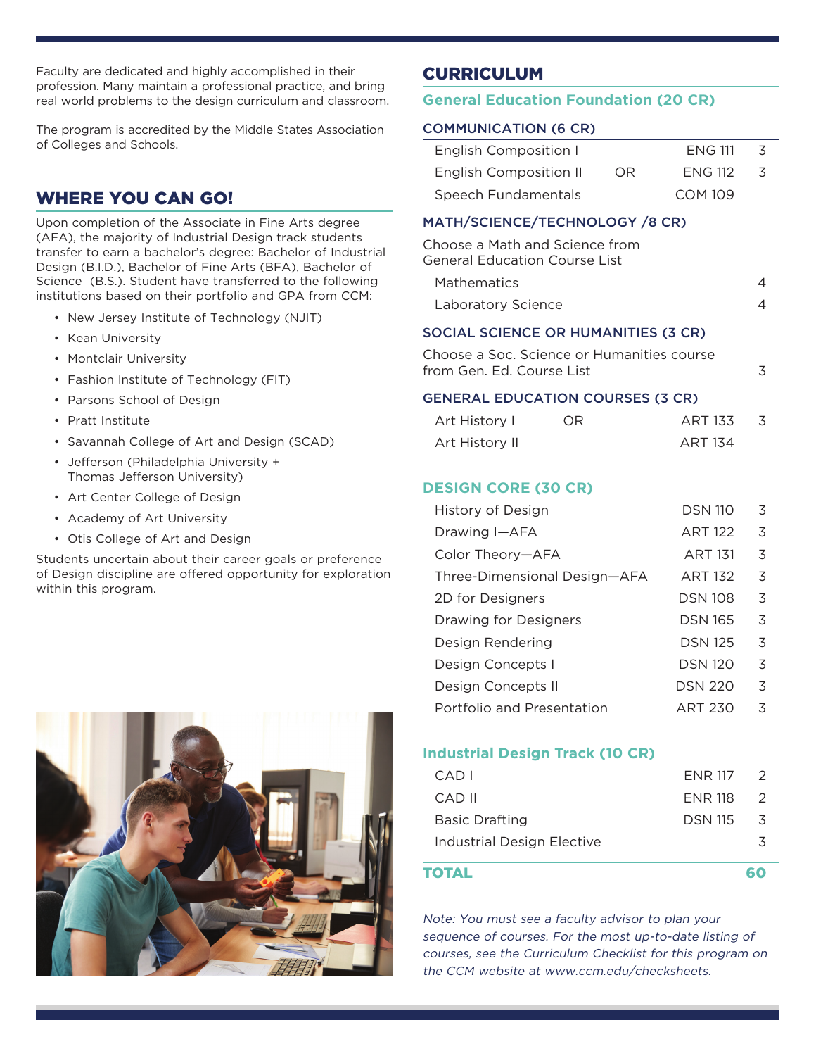Faculty are dedicated and highly accomplished in their profession. Many maintain a professional practice, and bring real world problems to the design curriculum and classroom.

The program is accredited by the Middle States Association of Colleges and Schools.

## WHERE YOU CAN GO!

Upon completion of the Associate in Fine Arts degree (AFA), the majority of Industrial Design track students transfer to earn a bachelor's degree: Bachelor of Industrial Design (B.I.D.), Bachelor of Fine Arts (BFA), Bachelor of Science (B.S.). Student have transferred to the following institutions based on their portfolio and GPA from CCM:

- New Jersey Institute of Technology (NJIT)
- Kean University
- Montclair University
- Fashion Institute of Technology (FIT)
- Parsons School of Design
- Pratt Institute
- Savannah College of Art and Design (SCAD)
- Jefferson (Philadelphia University + Thomas Jefferson University)
- Art Center College of Design
- Academy of Art University
- Otis College of Art and Design

Students uncertain about their career goals or preference of Design discipline are offered opportunity for exploration within this program.

## CURRICULUM

### General Education Foundation (20 CR)

#### COMMUNICATION (6 CR)

| | | | |
|---|---|---|---|
| English Composition I | | ENG 111 | 3 |
| English Composition II | OR | ENG 112 | 3 |
| Speech Fundamentals | | COM 109 | |

#### MATH/SCIENCE/TECHNOLOGY /8 CR)

Choose a Math and Science from General Education Course List

| | |
|---|---|
| Mathematics | 4 |
| Laboratory Science | 4 |

#### SOCIAL SCIENCE OR HUMANITIES (3 CR)

| | |
|---|---|
| Choose a Soc. Science or Humanities course from Gen. Ed. Course List | 3 |

#### GENERAL EDUCATION COURSES (3 CR)

| | | | |
|---|---|---|---|
| Art History I | OR | ART 133 | 3 |
| Art History II | | ART 134 | |

### DESIGN CORE (30 CR)

| | | |
|---|---|---|
| History of Design | DSN 110 | 3 |
| Drawing I—AFA | ART 122 | 3 |
| Color Theory—AFA | ART 131 | 3 |
| Three-Dimensional Design—AFA | ART 132 | 3 |
| 2D for Designers | DSN 108 | 3 |
| Drawing for Designers | DSN 165 | 3 |
| Design Rendering | DSN 125 | 3 |
| Design Concepts I | DSN 120 | 3 |
| Design Concepts II | DSN 220 | 3 |
| Portfolio and Presentation | ART 230 | 3 |

### Industrial Design Track (10 CR)

| | | |
|---|---|---|
| CAD I | ENR 117 | 2 |
| CAD II | ENR 118 | 2 |
| Basic Drafting | DSN 115 | 3 |
| Industrial Design Elective | | 3 |

**TOTAL** **60**

*Note: You must see a faculty advisor to plan your sequence of courses. For the most up-to-date listing of courses, see the Curriculum Checklist for this program on the CCM website at www.ccm.edu/checksheets.*